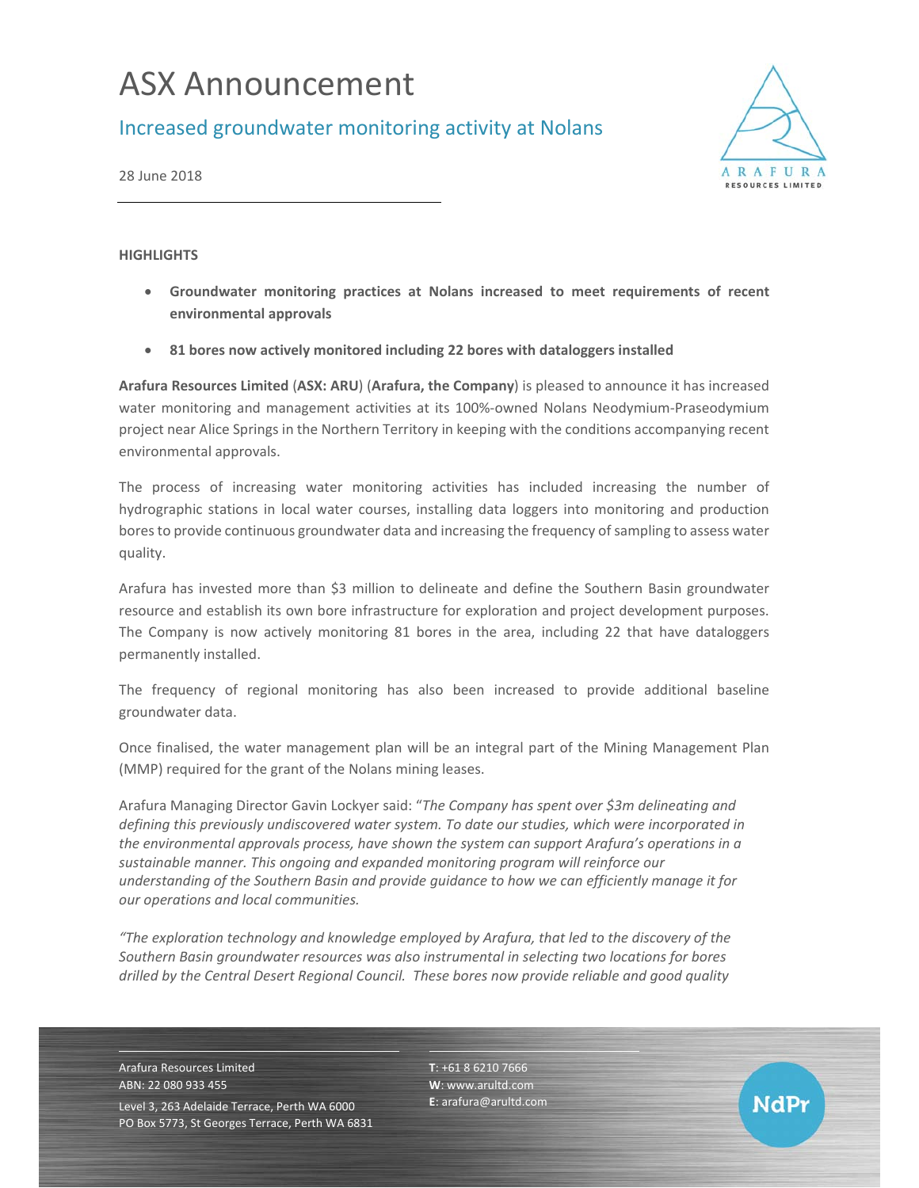# ASX Announcement

## Increased groundwater monitoring activity at Nolans

28 June 2018

**HIGHLIGHTS**

- **Groundwater monitoring practices at Nolans increased to meet requirements of recent environmental approvals**
- **81 bores now actively monitored including 22 bores with dataloggers installed**

**Arafura Resources Limited** (**ASX: ARU**) (**Arafura, the Company**) is pleased to announce it has increased water monitoring and management activities at its 100%-owned Nolans Neodymium-Praseodymium project near Alice Springs in the Northern Territory in keeping with the conditions accompanying recent environmental approvals.

The process of increasing water monitoring activities has included increasing the number of hydrographic stations in local water courses, installing data loggers into monitoring and production bores to provide continuous groundwater data and increasing the frequency of sampling to assess water quality.

Arafura has invested more than $3 million to delineate and define the Southern Basin groundwater resource and establish its own bore infrastructure for exploration and project development purposes. The Company is now actively monitoring 81 bores in the area, including 22 that have dataloggers permanently installed.

The frequency of regional monitoring has also been increased to provide additional baseline groundwater data.

Once finalised, the water management plan will be an integral part of the Mining Management Plan (MMP) required for the grant of the Nolans mining leases.

Arafura Managing Director Gavin Lockyer said: "*The Company has spent over $3m delineating and defining this previously undiscovered water system. To date our studies, which were incorporated in the environmental approvals process, have shown the system can support Arafura's operations in a sustainable manner. This ongoing and expanded monitoring program will reinforce our understanding of the Southern Basin and provide guidance to how we can efficiently manage it for our operations and local communities.*

*"The exploration technology and knowledge employed by Arafura, that led to the discovery of the Southern Basin groundwater resources was also instrumental in selecting two locations for bores drilled by the Central Desert Regional Council. These bores now provide reliable and good quality*

Arafura Resources Limited
ABN: 22 080 933 455
Level 3, 263 Adelaide Terrace, Perth WA 6000
PO Box 5773, St Georges Terrace, Perth WA 6831

**T**: +61 8 6210 7666
**W**: www.arultd.com
**E**: arafura@arultd.com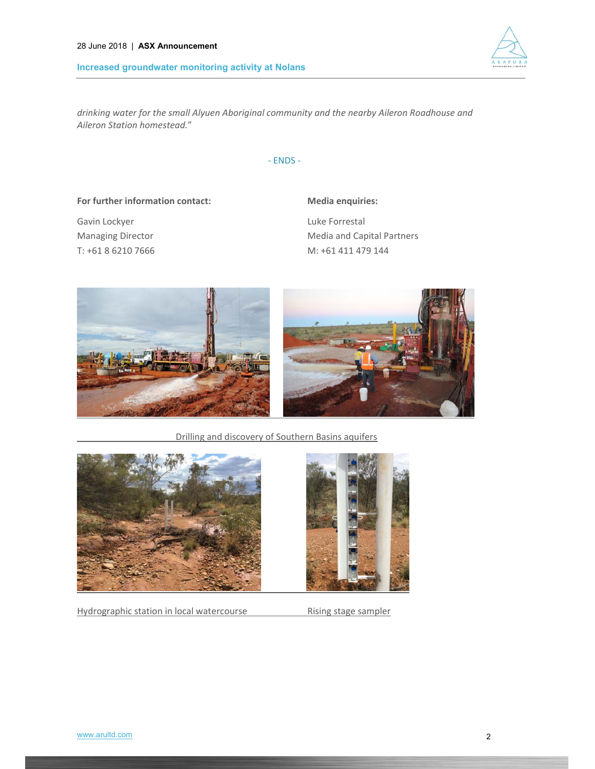*drinking water for the small Alyuen Aboriginal community and the nearby Aileron Roadhouse and Aileron Station homestead."*

- ENDS -

**For further information contact:**

Gavin Lockyer
Managing Director
T: +61 8 6210 7666

**Media enquiries:**

Luke Forrestal
Media and Capital Partners
M: +61 411 479 144

Drilling and discovery of Southern Basins aquifers

Hydrographic station in local watercourse

Rising stage sampler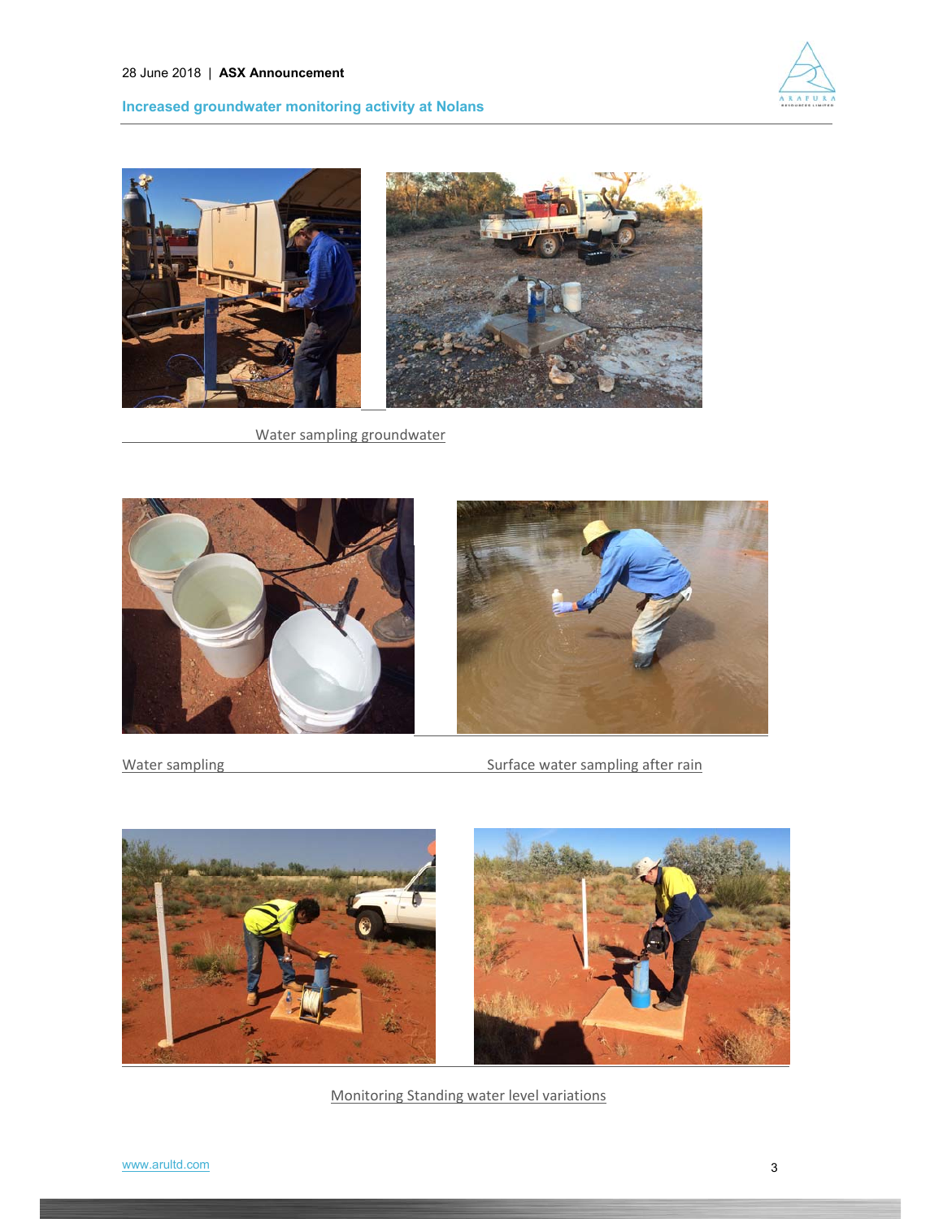Water sampling groundwater

Water sampling

Surface water sampling after rain

Monitoring Standing water level variations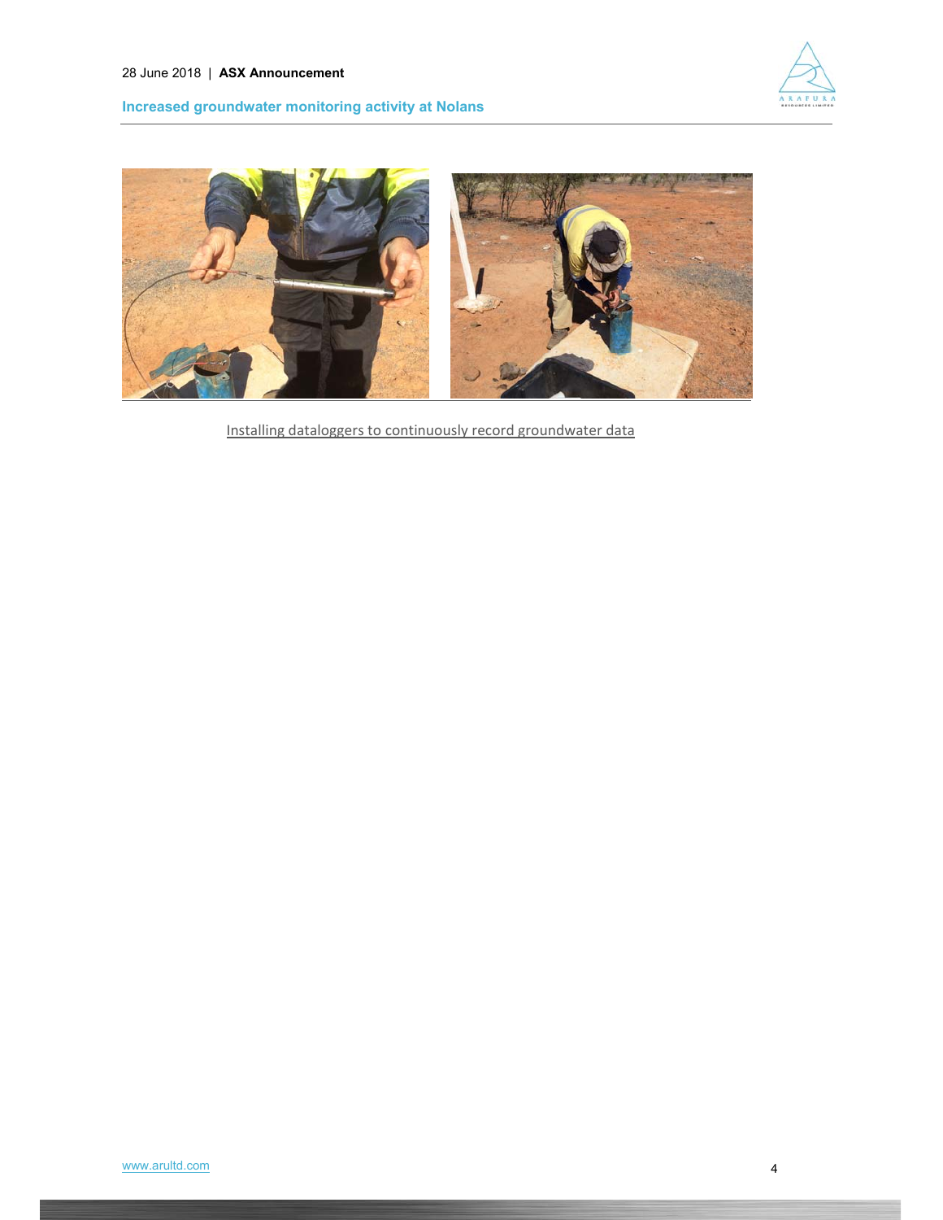Installing dataloggers to continuously record groundwater data